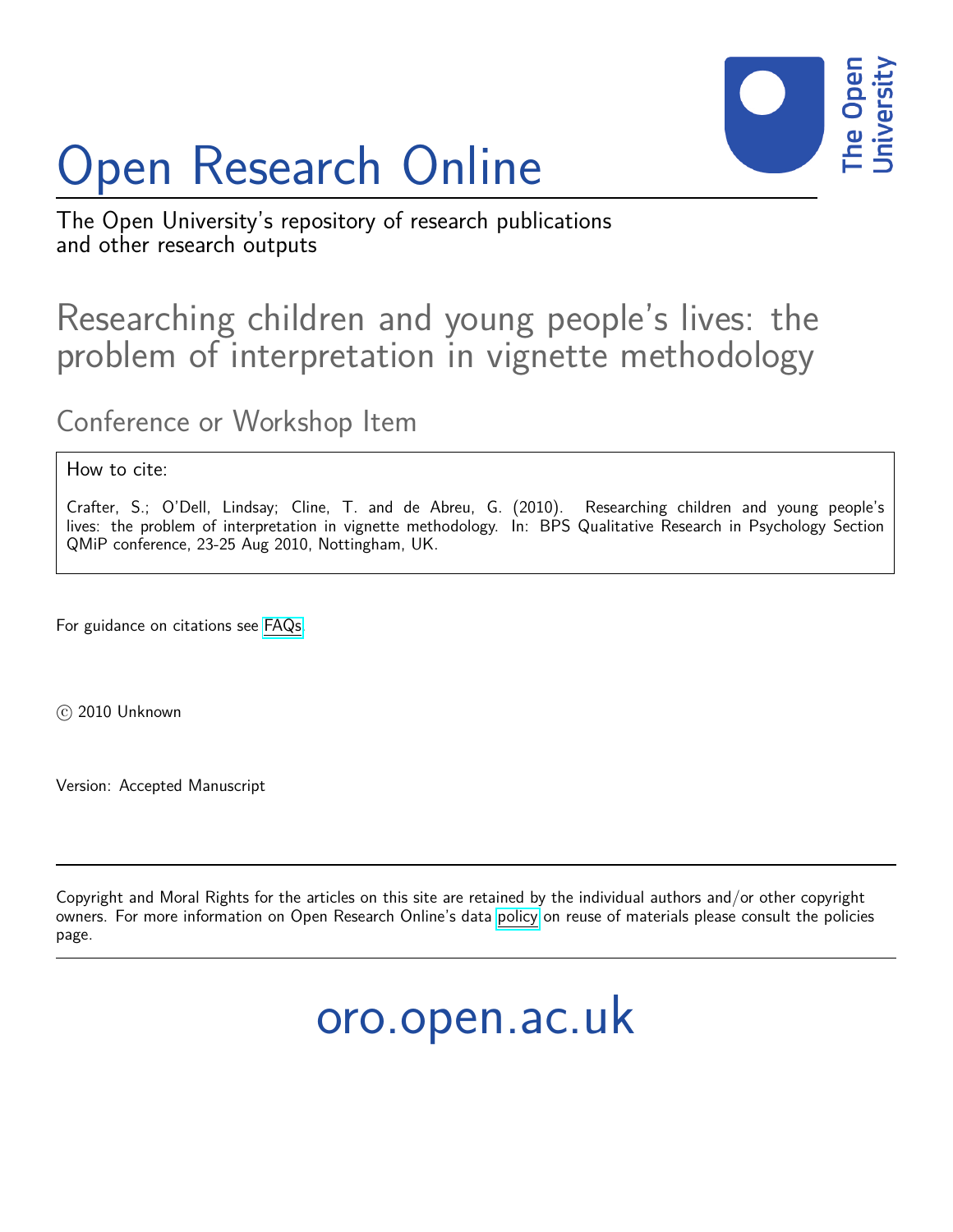# Open Research Online

The Open University's repository of research publications and other research outputs

## Researching children and young people's lives: the problem of interpretation in vignette methodology

### Conference or Workshop Item

How to cite:

Crafter, S.; O'Dell, Lindsay; Cline, T. and de Abreu, G. (2010). Researching children and young people's lives: the problem of interpretation in vignette methodology. In: BPS Qualitative Research in Psychology Section QMiP conference, 23-25 Aug 2010, Nottingham, UK.

For guidance on citations see FAQs.

© 2010 Unknown

Version: Accepted Manuscript

Copyright and Moral Rights for the articles on this site are retained by the individual authors and/or other copyright owners. For more information on Open Research Online's data policy on reuse of materials please consult the policies page.

oro.open.ac.uk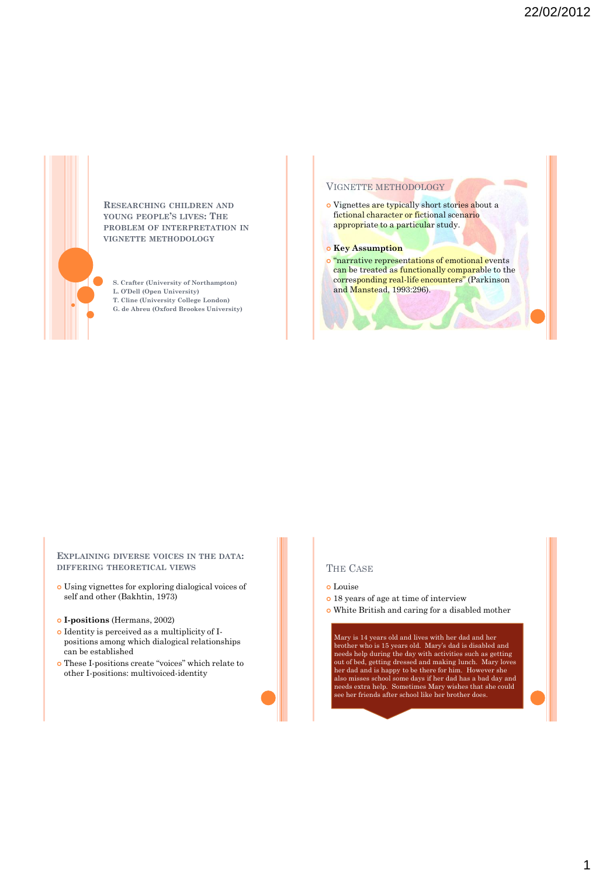## Researching children and young people's lives: The problem of interpretation in vignette methodology

S. Crafter (University of Northampton)
L. O'Dell (Open University)
T. Cline (University College London)
G. de Abreu (Oxford Brookes University)

## Vignette methodology

- Vignettes are typically short stories about a fictional character or fictional scenario appropriate to a particular study.
- **Key Assumption**
- "narrative representations of emotional events can be treated as functionally comparable to the corresponding real-life encounters" (Parkinson and Manstead, 1993:296).

## Explaining diverse voices in the data: differing theoretical views

- Using vignettes for exploring dialogical voices of self and other (Bakhtin, 1973)
- **I-positions** (Hermans, 2002)
- Identity is perceived as a multiplicity of I-positions among which dialogical relationships can be established
- These I-positions create "voices" which relate to other I-positions: multivoiced-identity

## The Case

- Louise
- 18 years of age at time of interview
- White British and caring for a disabled mother

Mary is 14 years old and lives with her dad and her brother who is 15 years old. Mary's dad is disabled and needs help during the day with activities such as getting out of bed, getting dressed and making lunch. Mary loves her dad and is happy to be there for him. However she also misses school some days if her dad has a bad day and needs extra help. Sometimes Mary wishes that she could see her friends after school like her brother does.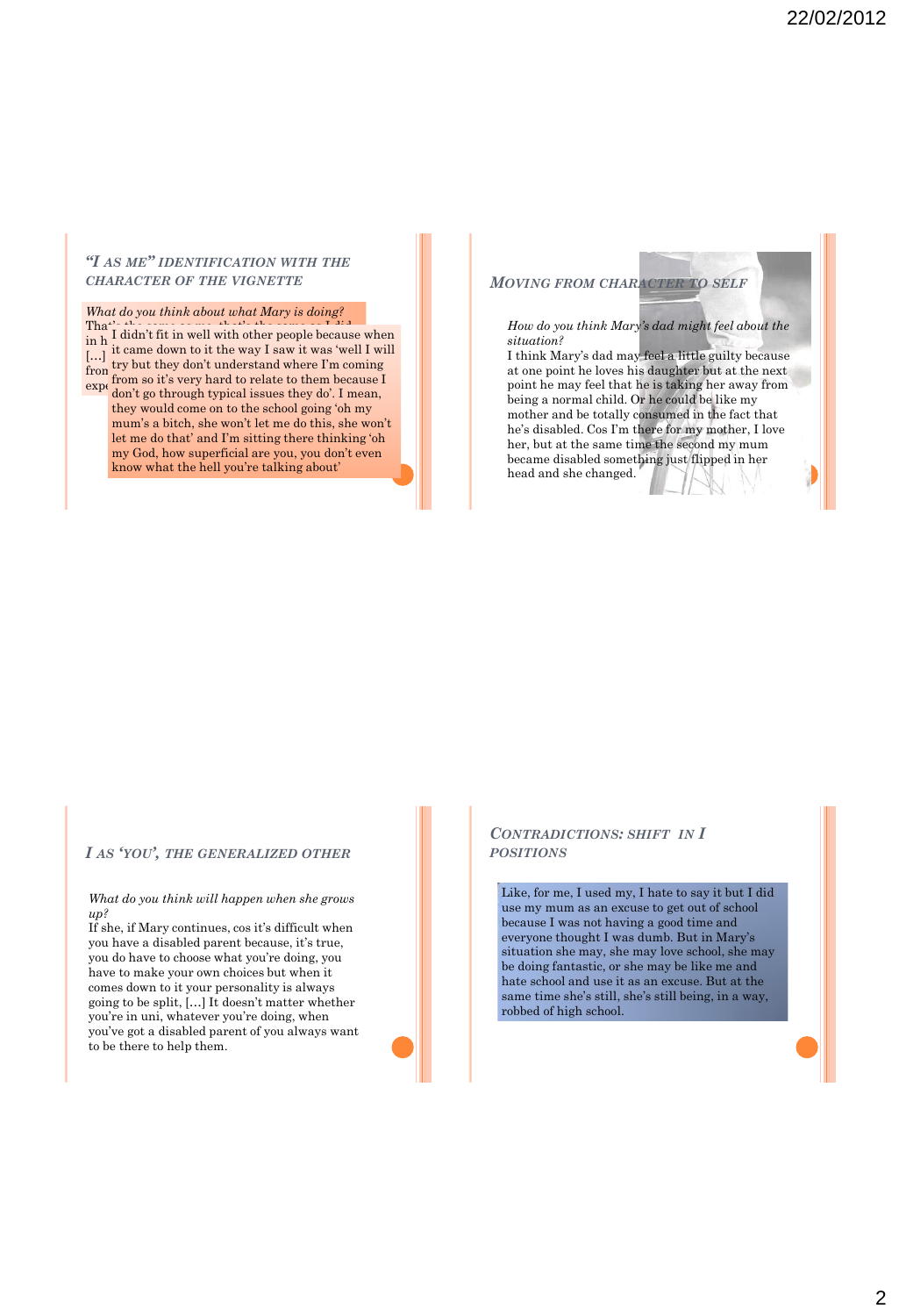## "I AS ME" IDENTIFICATION WITH THE CHARACTER OF THE VIGNETTE

*What do you think about what Mary is doing?*

That's the same as me, that's the same as I did in h[…] […] fron[…] expe[…]

I didn't fit in well with other people because when it came down to it the way I saw it was 'well I will try but they don't understand where I'm coming from so it's very hard to relate to them because I don't go through typical issues they do'. I mean, they would come on to the school going 'oh my mum's a bitch, she won't let me do this, she won't let me do that' and I'm sitting there thinking 'oh my God, how superficial are you, you don't even know what the hell you're talking about'

## MOVING FROM CHARACTER TO SELF

*How do you think Mary's dad might feel about the situation?*

I think Mary's dad may feel a little guilty because at one point he loves his daughter but at the next point he may feel that he is taking her away from being a normal child. Or he could be like my mother and be totally consumed in the fact that he's disabled. Cos I'm there for my mother, I love her, but at the same time the second my mum became disabled something just flipped in her head and she changed.

## I AS 'YOU', THE GENERALIZED OTHER

*What do you think will happen when she grows up?*

If she, if Mary continues, cos it's difficult when you have a disabled parent because, it's true, you do have to choose what you're doing, you have to make your own choices but when it comes down to it your personality is always going to be split, […] It doesn't matter whether you're in uni, whatever you're doing, when you've got a disabled parent of you always want to be there to help them.

## CONTRADICTIONS: SHIFT IN I POSITIONS

Like, for me, I used my, I hate to say it but I did use my mum as an excuse to get out of school because I was not having a good time and everyone thought I was dumb. But in Mary's situation she may, she may love school, she may be doing fantastic, or she may be like me and hate school and use it as an excuse. But at the same time she's still, she's still being, in a way, robbed of high school.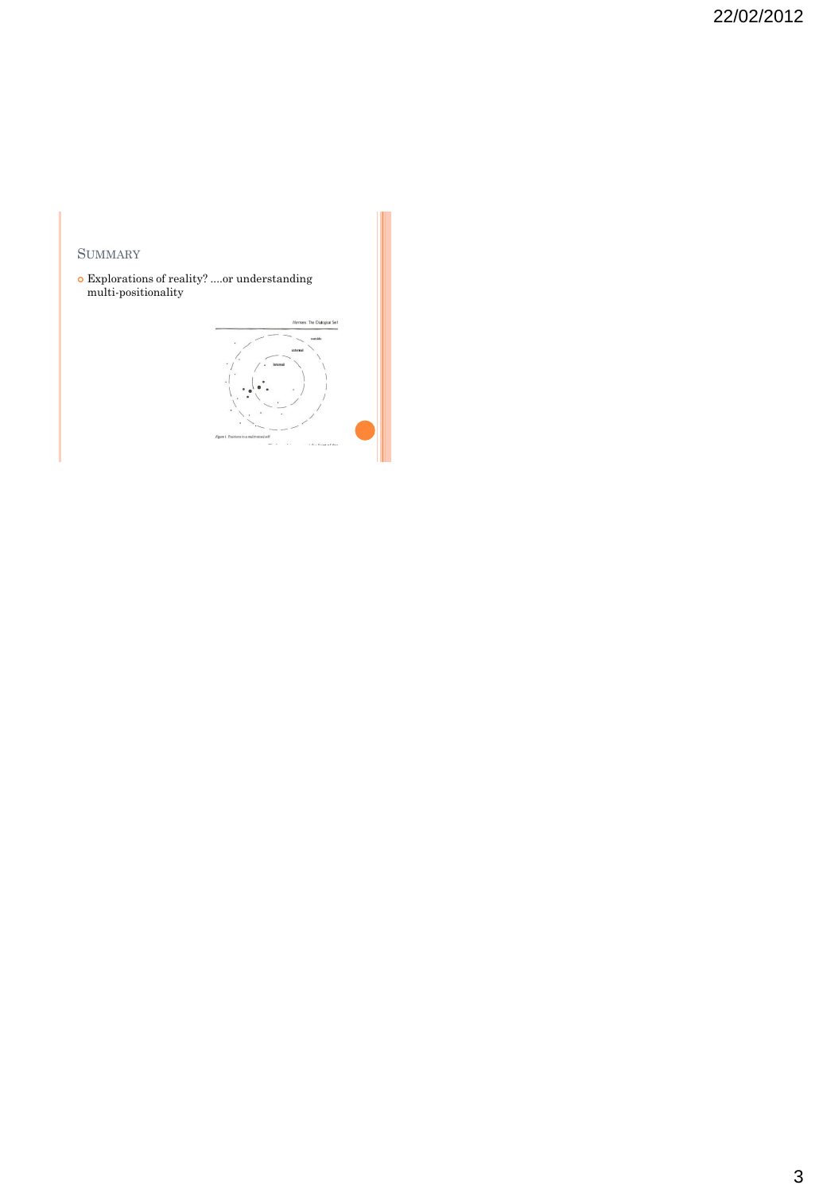## Summary

- Explorations of reality? ....or understanding multi-positionality

Hermans: The Dialogical Self

outside

external

internal

Figure 1. Positions in a multivoiced self